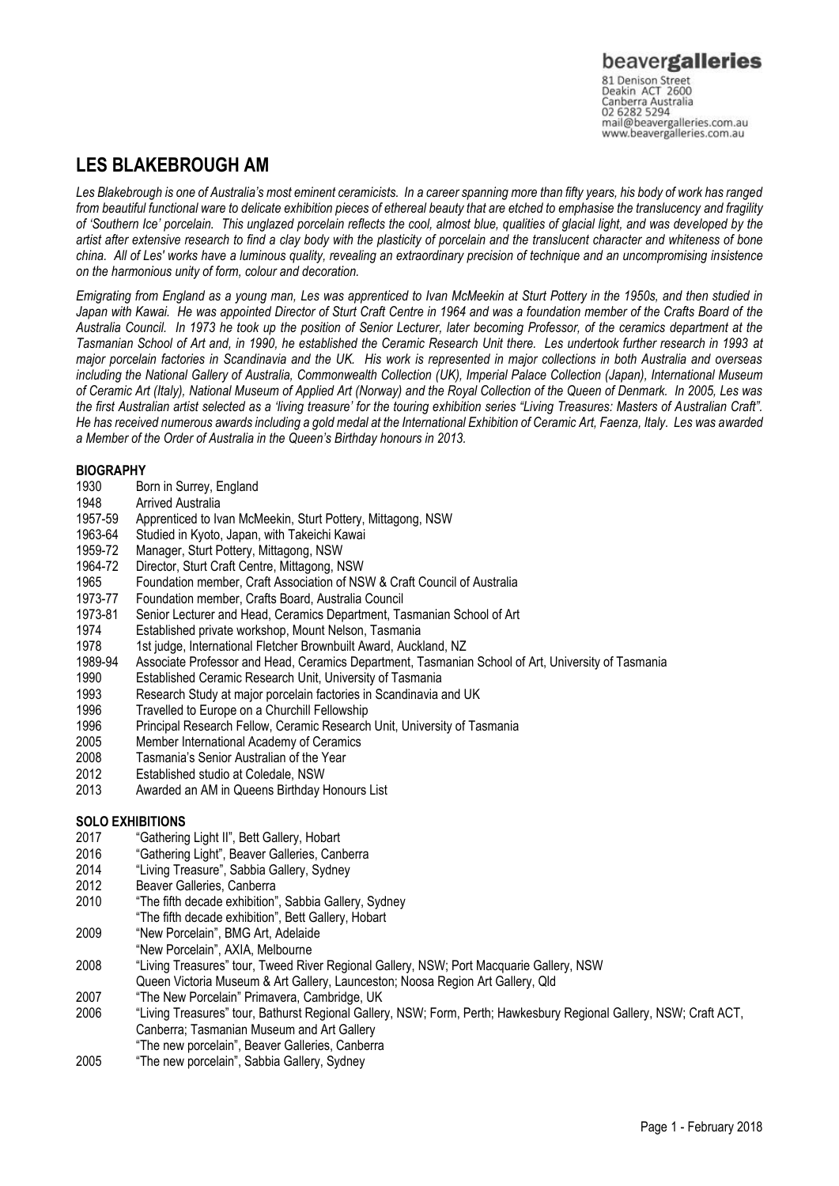beavergalleries
81 Denison Street
Deakin ACT 2600
Canberra Australia
02 6282 5294
mail@beavergalleries.com.au
www.beavergalleries.com.au

# LES BLAKEBROUGH AM

*Les Blakebrough is one of Australia's most eminent ceramicists. In a career spanning more than fifty years, his body of work has ranged from beautiful functional ware to delicate exhibition pieces of ethereal beauty that are etched to emphasise the translucency and fragility of 'Southern Ice' porcelain. This unglazed porcelain reflects the cool, almost blue, qualities of glacial light, and was developed by the artist after extensive research to find a clay body with the plasticity of porcelain and the translucent character and whiteness of bone china. All of Les' works have a luminous quality, revealing an extraordinary precision of technique and an uncompromising insistence on the harmonious unity of form, colour and decoration.*

*Emigrating from England as a young man, Les was apprenticed to Ivan McMeekin at Sturt Pottery in the 1950s, and then studied in Japan with Kawai. He was appointed Director of Sturt Craft Centre in 1964 and was a foundation member of the Crafts Board of the Australia Council. In 1973 he took up the position of Senior Lecturer, later becoming Professor, of the ceramics department at the Tasmanian School of Art and, in 1990, he established the Ceramic Research Unit there. Les undertook further research in 1993 at major porcelain factories in Scandinavia and the UK. His work is represented in major collections in both Australia and overseas including the National Gallery of Australia, Commonwealth Collection (UK), Imperial Palace Collection (Japan), International Museum of Ceramic Art (Italy), National Museum of Applied Art (Norway) and the Royal Collection of the Queen of Denmark. In 2005, Les was the first Australian artist selected as a 'living treasure' for the touring exhibition series "Living Treasures: Masters of Australian Craft". He has received numerous awards including a gold medal at the International Exhibition of Ceramic Art, Faenza, Italy. Les was awarded a Member of the Order of Australia in the Queen's Birthday honours in 2013.*

## BIOGRAPHY

1930 Born in Surrey, England
1948 Arrived Australia
1957-59 Apprenticed to Ivan McMeekin, Sturt Pottery, Mittagong, NSW
1963-64 Studied in Kyoto, Japan, with Takeichi Kawai
1959-72 Manager, Sturt Pottery, Mittagong, NSW
1964-72 Director, Sturt Craft Centre, Mittagong, NSW
1965 Foundation member, Craft Association of NSW & Craft Council of Australia
1973-77 Foundation member, Crafts Board, Australia Council
1973-81 Senior Lecturer and Head, Ceramics Department, Tasmanian School of Art
1974 Established private workshop, Mount Nelson, Tasmania
1978 1st judge, International Fletcher Brownbuilt Award, Auckland, NZ
1989-94 Associate Professor and Head, Ceramics Department, Tasmanian School of Art, University of Tasmania
1990 Established Ceramic Research Unit, University of Tasmania
1993 Research Study at major porcelain factories in Scandinavia and UK
1996 Travelled to Europe on a Churchill Fellowship
1996 Principal Research Fellow, Ceramic Research Unit, University of Tasmania
2005 Member International Academy of Ceramics
2008 Tasmania's Senior Australian of the Year
2012 Established studio at Coledale, NSW
2013 Awarded an AM in Queens Birthday Honours List

## SOLO EXHIBITIONS

2017 "Gathering Light II", Bett Gallery, Hobart
2016 "Gathering Light", Beaver Galleries, Canberra
2014 "Living Treasure", Sabbia Gallery, Sydney
2012 Beaver Galleries, Canberra
2010 "The fifth decade exhibition", Sabbia Gallery, Sydney
"The fifth decade exhibition", Bett Gallery, Hobart
2009 "New Porcelain", BMG Art, Adelaide
"New Porcelain", AXIA, Melbourne
2008 "Living Treasures" tour, Tweed River Regional Gallery, NSW; Port Macquarie Gallery, NSW
Queen Victoria Museum & Art Gallery, Launceston; Noosa Region Art Gallery, Qld
2007 "The New Porcelain" Primavera, Cambridge, UK
2006 "Living Treasures" tour, Bathurst Regional Gallery, NSW; Form, Perth; Hawkesbury Regional Gallery, NSW; Craft ACT, Canberra; Tasmanian Museum and Art Gallery
"The new porcelain", Beaver Galleries, Canberra
2005 "The new porcelain", Sabbia Gallery, Sydney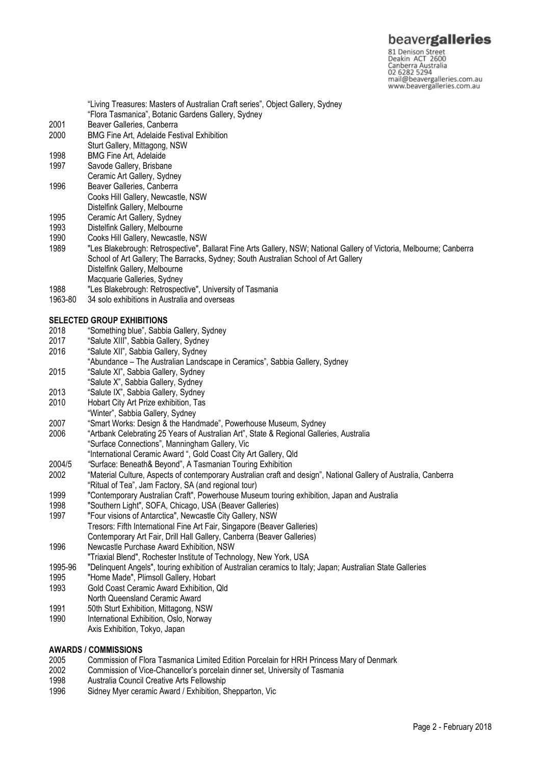"Living Treasures: Masters of Australian Craft series", Object Gallery, Sydney
"Flora Tasmanica", Botanic Gardens Gallery, Sydney

| | |
|---|---|
| 2001 | Beaver Galleries, Canberra |
| 2000 | BMG Fine Art, Adelaide Festival Exhibition |
| | Sturt Gallery, Mittagong, NSW |
| 1998 | BMG Fine Art, Adelaide |
| 1997 | Savode Gallery, Brisbane |
| | Ceramic Art Gallery, Sydney |
| 1996 | Beaver Galleries, Canberra |
| | Cooks Hill Gallery, Newcastle, NSW |
| | Distelfink Gallery, Melbourne |
| 1995 | Ceramic Art Gallery, Sydney |
| 1993 | Distelfink Gallery, Melbourne |
| 1990 | Cooks Hill Gallery, Newcastle, NSW |
| 1989 | "Les Blakebrough: Retrospective", Ballarat Fine Arts Gallery, NSW; National Gallery of Victoria, Melbourne; Canberra School of Art Gallery; The Barracks, Sydney; South Australian School of Art Gallery |
| | Distelfink Gallery, Melbourne |
| | Macquarie Galleries, Sydney |
| 1988 | "Les Blakebrough: Retrospective", University of Tasmania |
| 1963-80 | 34 solo exhibitions in Australia and overseas |

## SELECTED GROUP EXHIBITIONS

| | |
|---|---|
| 2018 | "Something blue", Sabbia Gallery, Sydney |
| 2017 | "Salute XIII", Sabbia Gallery, Sydney |
| 2016 | "Salute XII", Sabbia Gallery, Sydney |
| | "Abundance – The Australian Landscape in Ceramics", Sabbia Gallery, Sydney |
| 2015 | "Salute XI", Sabbia Gallery, Sydney |
| | "Salute X", Sabbia Gallery, Sydney |
| 2013 | "Salute IX", Sabbia Gallery, Sydney |
| 2010 | Hobart City Art Prize exhibition, Tas |
| | "Winter", Sabbia Gallery, Sydney |
| 2007 | "Smart Works: Design & the Handmade", Powerhouse Museum, Sydney |
| 2006 | "Artbank Celebrating 25 Years of Australian Art", State & Regional Galleries, Australia |
| | "Surface Connections", Manningham Gallery, Vic |
| | "International Ceramic Award ", Gold Coast City Art Gallery, Qld |
| 2004/5 | "Surface: Beneath& Beyond", A Tasmanian Touring Exhibition |
| 2002 | "Material Culture, Aspects of contemporary Australian craft and design", National Gallery of Australia, Canberra |
| | "Ritual of Tea", Jam Factory, SA (and regional tour) |
| 1999 | "Contemporary Australian Craft", Powerhouse Museum touring exhibition, Japan and Australia |
| 1998 | "Southern Light", SOFA, Chicago, USA (Beaver Galleries) |
| 1997 | "Four visions of Antarctica", Newcastle City Gallery, NSW |
| | Tresors: Fifth International Fine Art Fair, Singapore (Beaver Galleries) |
| | Contemporary Art Fair, Drill Hall Gallery, Canberra (Beaver Galleries) |
| 1996 | Newcastle Purchase Award Exhibition, NSW |
| | "Triaxial Blend", Rochester Institute of Technology, New York, USA |
| 1995-96 | "Delinquent Angels", touring exhibition of Australian ceramics to Italy; Japan; Australian State Galleries |
| 1995 | "Home Made", Plimsoll Gallery, Hobart |
| 1993 | Gold Coast Ceramic Award Exhibition, Qld |
| | North Queensland Ceramic Award |
| 1991 | 50th Sturt Exhibition, Mittagong, NSW |
| 1990 | International Exhibition, Oslo, Norway |
| | Axis Exhibition, Tokyo, Japan |

## AWARDS / COMMISSIONS

| | |
|---|---|
| 2005 | Commission of Flora Tasmanica Limited Edition Porcelain for HRH Princess Mary of Denmark |
| 2002 | Commission of Vice-Chancellor's porcelain dinner set, University of Tasmania |
| 1998 | Australia Council Creative Arts Fellowship |
| 1996 | Sidney Myer ceramic Award / Exhibition, Shepparton, Vic |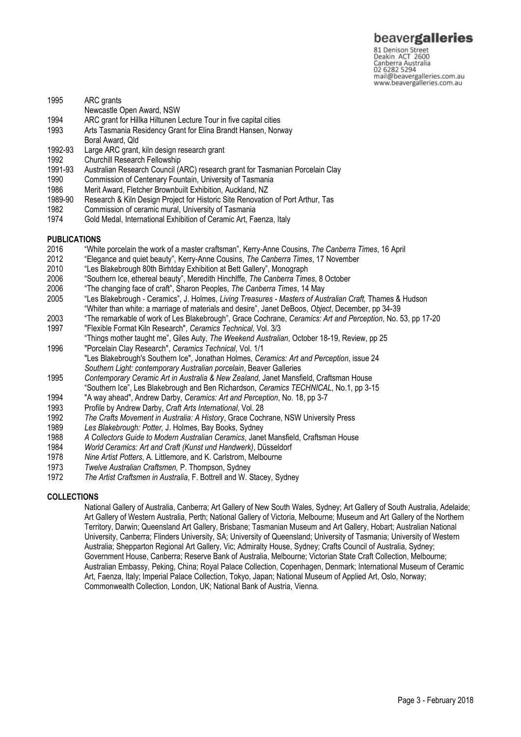1995 ARC grants
Newcastle Open Award, NSW
1994 ARC grant for Hillka Hiltunen Lecture Tour in five capital cities
1993 Arts Tasmania Residency Grant for Elina Brandt Hansen, Norway
Boral Award, Qld
1992-93 Large ARC grant, kiln design research grant
1992 Churchill Research Fellowship
1991-93 Australian Research Council (ARC) research grant for Tasmanian Porcelain Clay
1990 Commission of Centenary Fountain, University of Tasmania
1986 Merit Award, Fletcher Brownbuilt Exhibition, Auckland, NZ
1989-90 Research & Kiln Design Project for Historic Site Renovation of Port Arthur, Tas
1982 Commission of ceramic mural, University of Tasmania
1974 Gold Medal, International Exhibition of Ceramic Art, Faenza, Italy

## PUBLICATIONS

2016 "White porcelain the work of a master craftsman", Kerry-Anne Cousins, *The Canberra Times*, 16 April
2012 "Elegance and quiet beauty", Kerry-Anne Cousins, *The Canberra Times*, 17 November
2010 "Les Blakebrough 80th Birhtday Exhibition at Bett Gallery", Monograph
2006 "Southern Ice, ethereal beauty", Meredith Hinchlffe, *The Canberra Times*, 8 October
2006 "The changing face of craft", Sharon Peoples, *The Canberra Times*, 14 May
2005 "Les Blakebrough - Ceramics", J. Holmes, *Living Treasures - Masters of Australian Craft,* Thames & Hudson
"Whiter than white: a marriage of materials and desire", Janet DeBoos, *Object*, December, pp 34-39
2003 "The remarkable of work of Les Blakebrough", Grace Cochrane, *Ceramics: Art and Perception*, No. 53, pp 17-20
1997 "Flexible Format Kiln Research", *Ceramics Technical*, Vol. 3/3
"Things mother taught me", Giles Auty, *The Weekend Australian*, October 18-19, Review, pp 25
1996 "Porcelain Clay Research", *Ceramics Technical*, Vol. 1/1
"Les Blakebrough's Southern Ice", Jonathan Holmes, *Ceramics: Art and Perception*, issue 24
*Southern Light: contemporary Australian porcelain*, Beaver Galleries
1995 *Contemporary Ceramic Art in Australia & New Zealand*, Janet Mansfield, Craftsman House
"Southern Ice", Les Blakebrough and Ben Richardson, *Ceramics TECHNICAL*, No.1, pp 3-15
1994 "A way ahead", Andrew Darby, *Ceramics: Art and Perception*, No. 18, pp 3-7
1993 Profile by Andrew Darby, *Craft Arts International*, Vol. 28
1992 *The Crafts Movement in Australia: A History*, Grace Cochrane, NSW University Press
1989 *Les Blakebrough: Potter,* J. Holmes, Bay Books, Sydney
1988 *A Collectors Guide to Modern Australian Ceramics*, Janet Mansfield, Craftsman House
1984 *World Ceramics: Art and Craft (Kunst und Handwerk)*, Düsseldorf
1978 *Nine Artist Potters*, A. Littlemore, and K. Carlstrom, Melbourne
1973 *Twelve Australian Craftsmen,* P. Thompson, Sydney
1972 *The Artist Craftsmen in Australia*, F. Bottrell and W. Stacey, Sydney

## COLLECTIONS

National Gallery of Australia, Canberra; Art Gallery of New South Wales, Sydney; Art Gallery of South Australia, Adelaide; Art Gallery of Western Australia, Perth; National Gallery of Victoria, Melbourne; Museum and Art Gallery of the Northern Territory, Darwin; Queensland Art Gallery, Brisbane; Tasmanian Museum and Art Gallery, Hobart; Australian National University, Canberra; Flinders University, SA; University of Queensland; University of Tasmania; University of Western Australia; Shepparton Regional Art Gallery, Vic; Admiralty House, Sydney; Crafts Council of Australia, Sydney; Government House, Canberra; Reserve Bank of Australia, Melbourne; Victorian State Craft Collection, Melbourne; Australian Embassy, Peking, China; Royal Palace Collection, Copenhagen, Denmark; International Museum of Ceramic Art, Faenza, Italy; Imperial Palace Collection, Tokyo, Japan; National Museum of Applied Art, Oslo, Norway; Commonwealth Collection, London, UK; National Bank of Austria, Vienna.